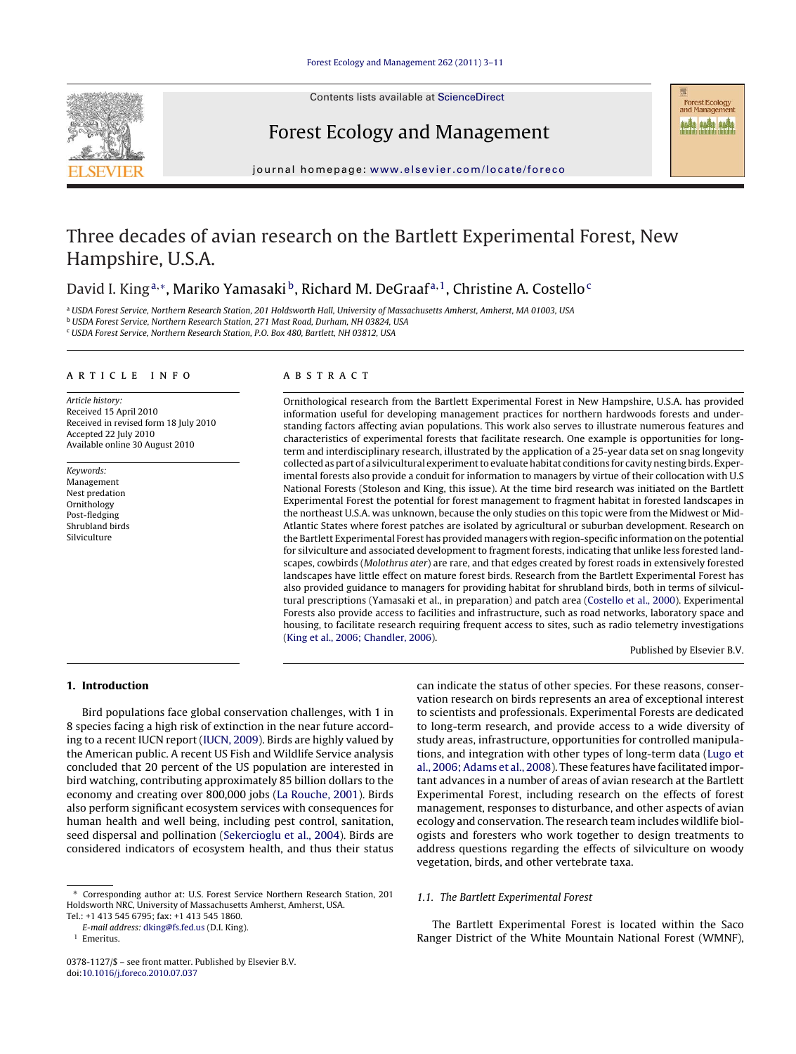# Three decades of avian research on the Bartlett Experimental Forest, New Hampshire, U.S.A.

David I. King[a,*], Mariko Yamasaki[b], Richard M. DeGraaf[a,1], Christine A. Costello[c]

[a] USDA Forest Service, Northern Research Station, 201 Holdsworth Hall, University of Massachusetts Amherst, Amherst, MA 01003, USA
[b] USDA Forest Service, Northern Research Station, 271 Mast Road, Durham, NH 03824, USA
[c] USDA Forest Service, Northern Research Station, P.O. Box 480, Bartlett, NH 03812, USA

## ARTICLE INFO

*Article history:*
Received 15 April 2010
Received in revised form 18 July 2010
Accepted 22 July 2010
Available online 30 August 2010

*Keywords:*
Management
Nest predation
Ornithology
Post-fledging
Shrubland birds
Silviculture

## ABSTRACT

Ornithological research from the Bartlett Experimental Forest in New Hampshire, U.S.A. has provided information useful for developing management practices for northern hardwoods forests and understanding factors affecting avian populations. This work also serves to illustrate numerous features and characteristics of experimental forests that facilitate research. One example is opportunities for long-term and interdisciplinary research, illustrated by the application of a 25-year data set on snag longevity collected as part of a silvicultural experiment to evaluate habitat conditions for cavity nesting birds. Experimental forests also provide a conduit for information to managers by virtue of their collocation with U.S National Forests (Stoleson and King, this issue). At the time bird research was initiated on the Bartlett Experimental Forest the potential for forest management to fragment habitat in forested landscapes in the northeast U.S.A. was unknown, because the only studies on this topic were from the Midwest or Mid-Atlantic States where forest patches are isolated by agricultural or suburban development. Research on the Bartlett Experimental Forest has provided managers with region-specific information on the potential for silviculture and associated development to fragment forests, indicating that unlike less forested landscapes, cowbirds (*Molothrus ater*) are rare, and that edges created by forest roads in extensively forested landscapes have little effect on mature forest birds. Research from the Bartlett Experimental Forest has also provided guidance to managers for providing habitat for shrubland birds, both in terms of silvicultural prescriptions (Yamasaki et al., in preparation) and patch area (Costello et al., 2000). Experimental Forests also provide access to facilities and infrastructure, such as road networks, laboratory space and housing, to facilitate research requiring frequent access to sites, such as radio telemetry investigations (King et al., 2006; Chandler, 2006).

Published by Elsevier B.V.

## 1. Introduction

Bird populations face global conservation challenges, with 1 in 8 species facing a high risk of extinction in the near future according to a recent IUCN report (IUCN, 2009). Birds are highly valued by the American public. A recent US Fish and Wildlife Service analysis concluded that 20 percent of the US population are interested in bird watching, contributing approximately 85 billion dollars to the economy and creating over 800,000 jobs (La Rouche, 2001). Birds also perform significant ecosystem services with consequences for human health and well being, including pest control, sanitation, seed dispersal and pollination (Sekercioglu et al., 2004). Birds are considered indicators of ecosystem health, and thus their status can indicate the status of other species. For these reasons, conservation research on birds represents an area of exceptional interest to scientists and professionals. Experimental Forests are dedicated to long-term research, and provide access to a wide diversity of study areas, infrastructure, opportunities for controlled manipulations, and integration with other types of long-term data (Lugo et al., 2006; Adams et al., 2008). These features have facilitated important advances in a number of areas of avian research at the Bartlett Experimental Forest, including research on the effects of forest management, responses to disturbance, and other aspects of avian ecology and conservation. The research team includes wildlife biologists and foresters who work together to design treatments to address questions regarding the effects of silviculture on woody vegetation, birds, and other vertebrate taxa.

### 1.1. The Bartlett Experimental Forest

The Bartlett Experimental Forest is located within the Saco Ranger District of the White Mountain National Forest (WMNF),

---

* Corresponding author at: U.S. Forest Service Northern Research Station, 201 Holdsworth NRC, University of Massachusetts Amherst, Amherst, USA.
Tel.: +1 413 545 6795; fax: +1 413 545 1860.
*E-mail address:* dking@fs.fed.us (D.I. King).
[1] Emeritus.

0378-1127/$ – see front matter. Published by Elsevier B.V.
doi:10.1016/j.foreco.2010.07.037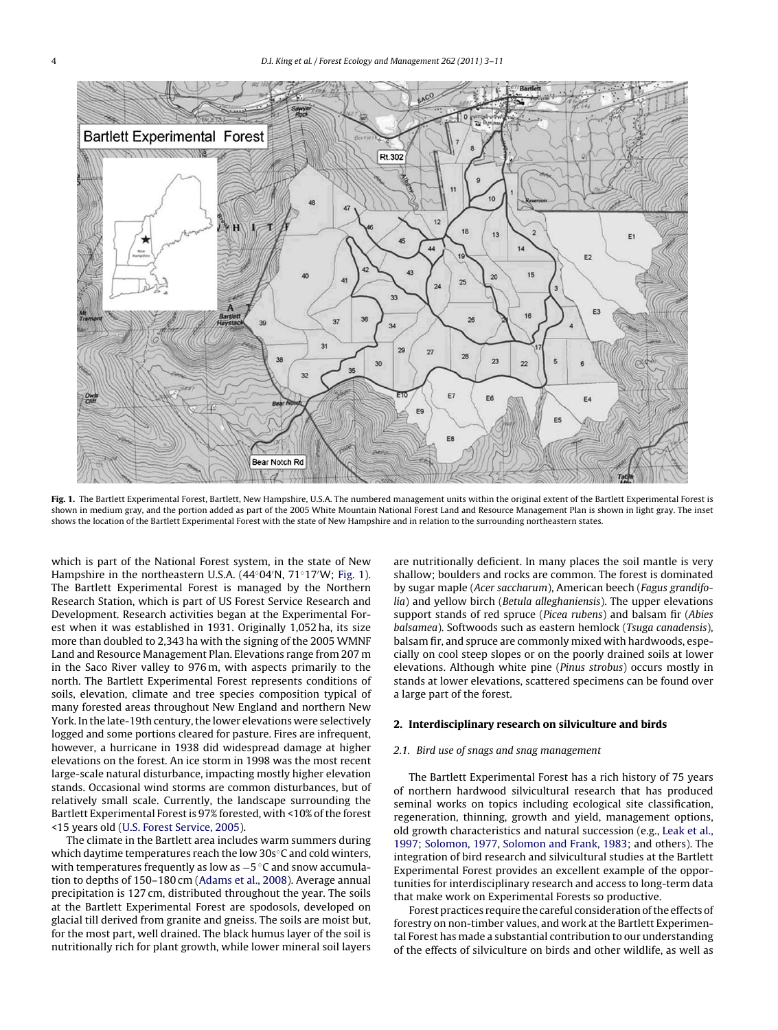**Fig. 1.** The Bartlett Experimental Forest, Bartlett, New Hampshire, U.S.A. The numbered management units within the original extent of the Bartlett Experimental Forest is shown in medium gray, and the portion added as part of the 2005 White Mountain National Forest Land and Resource Management Plan is shown in light gray. The inset shows the location of the Bartlett Experimental Forest with the state of New Hampshire and in relation to the surrounding northeastern states.

which is part of the National Forest system, in the state of New Hampshire in the northeastern U.S.A. (44°04′N, 71°17′W; Fig. 1). The Bartlett Experimental Forest is managed by the Northern Research Station, which is part of US Forest Service Research and Development. Research activities began at the Experimental Forest when it was established in 1931. Originally 1,052 ha, its size more than doubled to 2,343 ha with the signing of the 2005 WMNF Land and Resource Management Plan. Elevations range from 207 m in the Saco River valley to 976 m, with aspects primarily to the north. The Bartlett Experimental Forest represents conditions of soils, elevation, climate and tree species composition typical of many forested areas throughout New England and northern New York. In the late-19th century, the lower elevations were selectively logged and some portions cleared for pasture. Fires are infrequent, however, a hurricane in 1938 did widespread damage at higher elevations on the forest. An ice storm in 1998 was the most recent large-scale natural disturbance, impacting mostly higher elevation stands. Occasional wind storms are common disturbances, but of relatively small scale. Currently, the landscape surrounding the Bartlett Experimental Forest is 97% forested, with <10% of the forest <15 years old (U.S. Forest Service, 2005).

The climate in the Bartlett area includes warm summers during which daytime temperatures reach the low 30s °C and cold winters, with temperatures frequently as low as −5 °C and snow accumulation to depths of 150–180 cm (Adams et al., 2008). Average annual precipitation is 127 cm, distributed throughout the year. The soils at the Bartlett Experimental Forest are spodosols, developed on glacial till derived from granite and gneiss. The soils are moist but, for the most part, well drained. The black humus layer of the soil is nutritionally rich for plant growth, while lower mineral soil layers are nutritionally deficient. In many places the soil mantle is very shallow; boulders and rocks are common. The forest is dominated by sugar maple (*Acer saccharum*), American beech (*Fagus grandifolia*) and yellow birch (*Betula alleghaniensis*). The upper elevations support stands of red spruce (*Picea rubens*) and balsam fir (*Abies balsamea*). Softwoods such as eastern hemlock (*Tsuga canadensis*), balsam fir, and spruce are commonly mixed with hardwoods, especially on cool steep slopes or on the poorly drained soils at lower elevations. Although white pine (*Pinus strobus*) occurs mostly in stands at lower elevations, scattered specimens can be found over a large part of the forest.

## 2. Interdisciplinary research on silviculture and birds

### 2.1. Bird use of snags and snag management

The Bartlett Experimental Forest has a rich history of 75 years of northern hardwood silvicultural research that has produced seminal works on topics including ecological site classification, regeneration, thinning, growth and yield, management options, old growth characteristics and natural succession (e.g., Leak et al., 1997; Solomon, 1977, Solomon and Frank, 1983; and others). The integration of bird research and silvicultural studies at the Bartlett Experimental Forest provides an excellent example of the opportunities for interdisciplinary research and access to long-term data that make work on Experimental Forests so productive.

Forest practices require the careful consideration of the effects of forestry on non-timber values, and work at the Bartlett Experimental Forest has made a substantial contribution to our understanding of the effects of silviculture on birds and other wildlife, as well as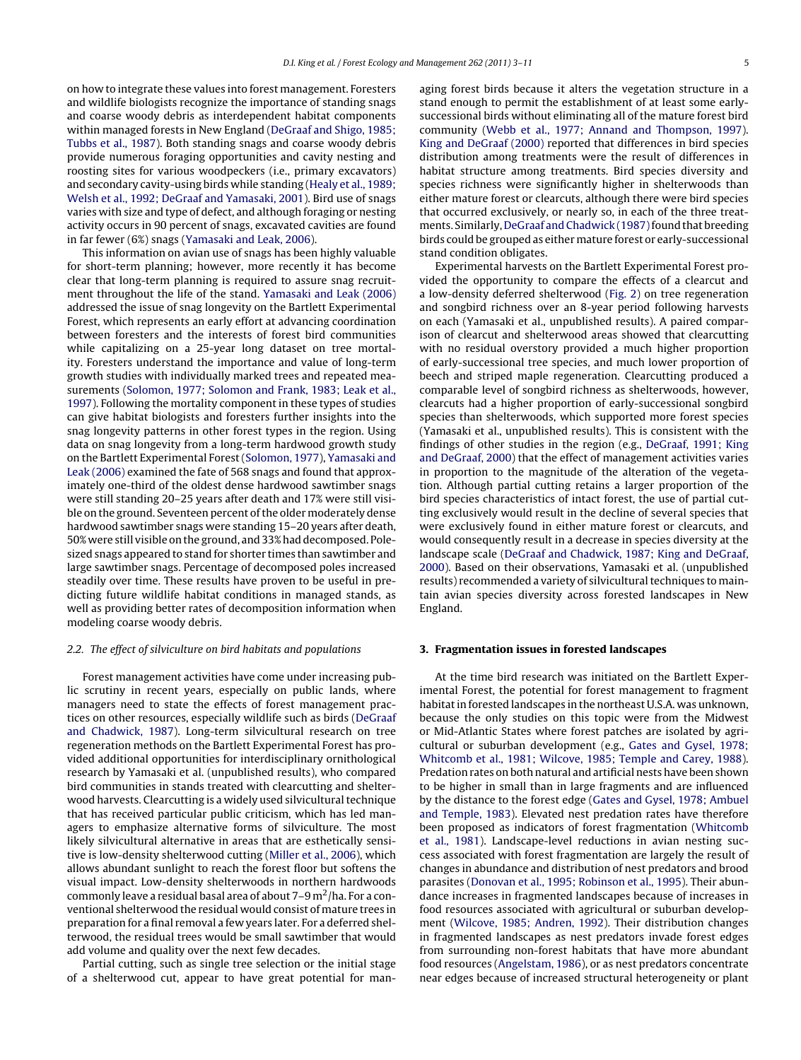on how to integrate these values into forest management. Foresters and wildlife biologists recognize the importance of standing snags and coarse woody debris as interdependent habitat components within managed forests in New England (DeGraaf and Shigo, 1985; Tubbs et al., 1987). Both standing snags and coarse woody debris provide numerous foraging opportunities and cavity nesting and roosting sites for various woodpeckers (i.e., primary excavators) and secondary cavity-using birds while standing (Healy et al., 1989; Welsh et al., 1992; DeGraaf and Yamasaki, 2001). Bird use of snags varies with size and type of defect, and although foraging or nesting activity occurs in 90 percent of snags, excavated cavities are found in far fewer (6%) snags (Yamasaki and Leak, 2006).

This information on avian use of snags has been highly valuable for short-term planning; however, more recently it has become clear that long-term planning is required to assure snag recruitment throughout the life of the stand. Yamasaki and Leak (2006) addressed the issue of snag longevity on the Bartlett Experimental Forest, which represents an early effort at advancing coordination between foresters and the interests of forest bird communities while capitalizing on a 25-year long dataset on tree mortality. Foresters understand the importance and value of long-term growth studies with individually marked trees and repeated measurements (Solomon, 1977; Solomon and Frank, 1983; Leak et al., 1997). Following the mortality component in these types of studies can give habitat biologists and foresters further insights into the snag longevity patterns in other forest types in the region. Using data on snag longevity from a long-term hardwood growth study on the Bartlett Experimental Forest (Solomon, 1977), Yamasaki and Leak (2006) examined the fate of 568 snags and found that approximately one-third of the oldest dense hardwood sawtimber snags were still standing 20–25 years after death and 17% were still visible on the ground. Seventeen percent of the older moderately dense hardwood sawtimber snags were standing 15–20 years after death, 50% were still visible on the ground, and 33% had decomposed. Pole-sized snags appeared to stand for shorter times than sawtimber and large sawtimber snags. Percentage of decomposed poles increased steadily over time. These results have proven to be useful in predicting future wildlife habitat conditions in managed stands, as well as providing better rates of decomposition information when modeling coarse woody debris.

### 2.2. The effect of silviculture on bird habitats and populations

Forest management activities have come under increasing public scrutiny in recent years, especially on public lands, where managers need to state the effects of forest management practices on other resources, especially wildlife such as birds (DeGraaf and Chadwick, 1987). Long-term silvicultural research on tree regeneration methods on the Bartlett Experimental Forest has provided additional opportunities for interdisciplinary ornithological research by Yamasaki et al. (unpublished results), who compared bird communities in stands treated with clearcutting and shelterwood harvests. Clearcutting is a widely used silvicultural technique that has received particular public criticism, which has led managers to emphasize alternative forms of silviculture. The most likely silvicultural alternative in areas that are esthetically sensitive is low-density shelterwood cutting (Miller et al., 2006), which allows abundant sunlight to reach the forest floor but softens the visual impact. Low-density shelterwoods in northern hardwoods commonly leave a residual basal area of about 7–9 $m^2$/ha. For a conventional shelterwood the residual would consist of mature trees in preparation for a final removal a few years later. For a deferred shelterwood, the residual trees would be small sawtimber that would add volume and quality over the next few decades.

Partial cutting, such as single tree selection or the initial stage of a shelterwood cut, appear to have great potential for managing forest birds because it alters the vegetation structure in a stand enough to permit the establishment of at least some early-successional birds without eliminating all of the mature forest bird community (Webb et al., 1977; Annand and Thompson, 1997). King and DeGraaf (2000) reported that differences in bird species distribution among treatments were the result of differences in habitat structure among treatments. Bird species diversity and species richness were significantly higher in shelterwoods than either mature forest or clearcuts, although there were bird species that occurred exclusively, or nearly so, in each of the three treatments. Similarly, DeGraaf and Chadwick (1987) found that breeding birds could be grouped as either mature forest or early-successional stand condition obligates.

Experimental harvests on the Bartlett Experimental Forest provided the opportunity to compare the effects of a clearcut and a low-density deferred shelterwood (Fig. 2) on tree regeneration and songbird richness over an 8-year period following harvests on each (Yamasaki et al., unpublished results). A paired comparison of clearcut and shelterwood areas showed that clearcutting with no residual overstory provided a much higher proportion of early-successional tree species, and much lower proportion of beech and striped maple regeneration. Clearcutting produced a comparable level of songbird richness as shelterwoods, however, clearcuts had a higher proportion of early-successional songbird species than shelterwoods, which supported more forest species (Yamasaki et al., unpublished results). This is consistent with the findings of other studies in the region (e.g., DeGraaf, 1991; King and DeGraaf, 2000) that the effect of management activities varies in proportion to the magnitude of the alteration of the vegetation. Although partial cutting retains a larger proportion of the bird species characteristics of intact forest, the use of partial cutting exclusively would result in the decline of several species that were exclusively found in either mature forest or clearcuts, and would consequently result in a decrease in species diversity at the landscape scale (DeGraaf and Chadwick, 1987; King and DeGraaf, 2000). Based on their observations, Yamasaki et al. (unpublished results) recommended a variety of silvicultural techniques to maintain avian species diversity across forested landscapes in New England.

## 3. Fragmentation issues in forested landscapes

At the time bird research was initiated on the Bartlett Experimental Forest, the potential for forest management to fragment habitat in forested landscapes in the northeast U.S.A. was unknown, because the only studies on this topic were from the Midwest or Mid-Atlantic States where forest patches are isolated by agricultural or suburban development (e.g., Gates and Gysel, 1978; Whitcomb et al., 1981; Wilcove, 1985; Temple and Carey, 1988). Predation rates on both natural and artificial nests have been shown to be higher in small than in large fragments and are influenced by the distance to the forest edge (Gates and Gysel, 1978; Ambuel and Temple, 1983). Elevated nest predation rates have therefore been proposed as indicators of forest fragmentation (Whitcomb et al., 1981). Landscape-level reductions in avian nesting success associated with forest fragmentation are largely the result of changes in abundance and distribution of nest predators and brood parasites (Donovan et al., 1995; Robinson et al., 1995). Their abundance increases in fragmented landscapes because of increases in food resources associated with agricultural or suburban development (Wilcove, 1985; Andren, 1992). Their distribution changes in fragmented landscapes as nest predators invade forest edges from surrounding non-forest habitats that have more abundant food resources (Angelstam, 1986), or as nest predators concentrate near edges because of increased structural heterogeneity or plant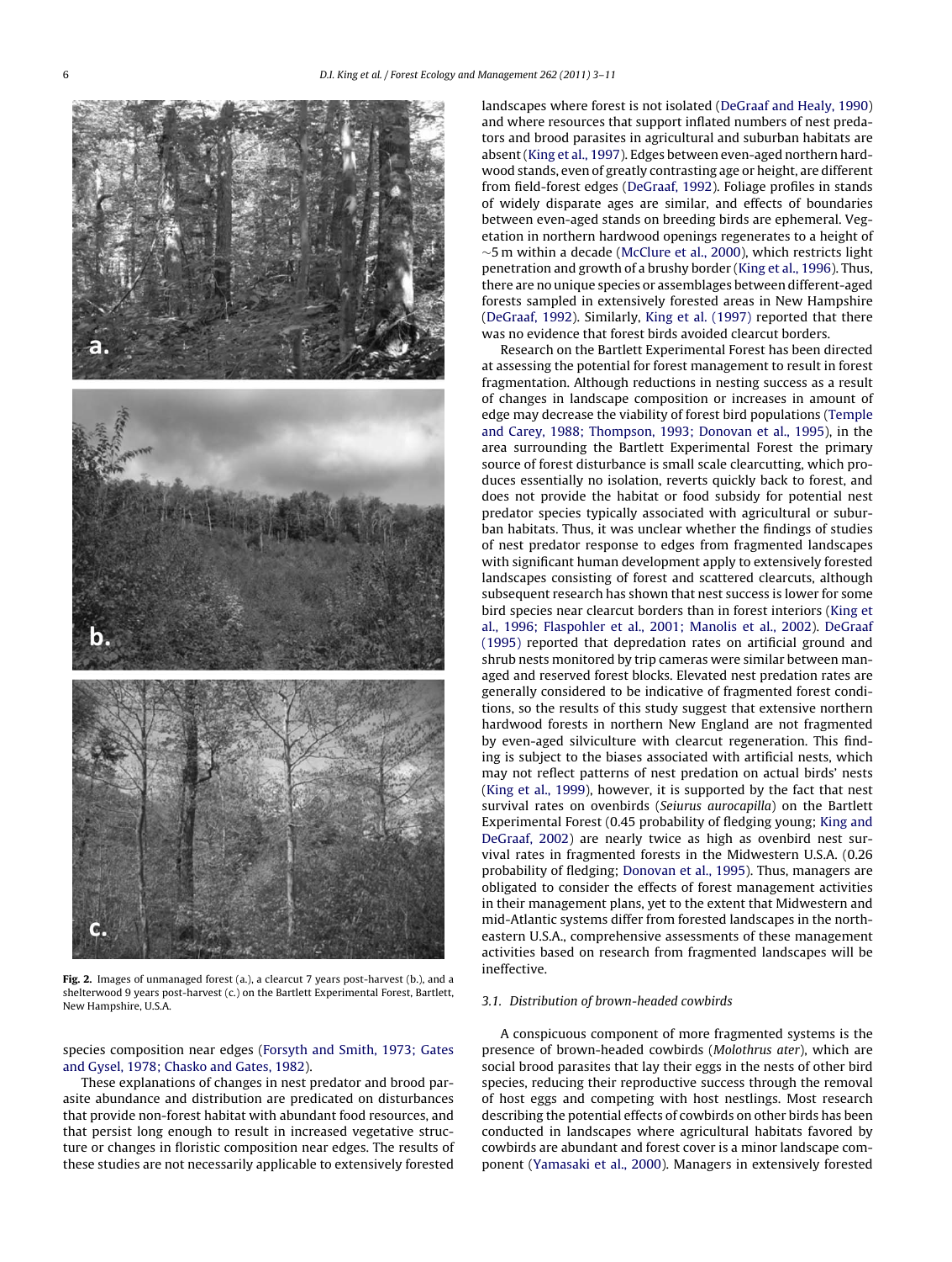Fig. 2. Images of unmanaged forest (a.), a clearcut 7 years post-harvest (b.), and a shelterwood 9 years post-harvest (c.) on the Bartlett Experimental Forest, Bartlett, New Hampshire, U.S.A.

species composition near edges (Forsyth and Smith, 1973; Gates and Gysel, 1978; Chasko and Gates, 1982).

These explanations of changes in nest predator and brood parasite abundance and distribution are predicated on disturbances that provide non-forest habitat with abundant food resources, and that persist long enough to result in increased vegetative structure or changes in floristic composition near edges. The results of these studies are not necessarily applicable to extensively forested landscapes where forest is not isolated (DeGraaf and Healy, 1990) and where resources that support inflated numbers of nest predators and brood parasites in agricultural and suburban habitats are absent (King et al., 1997). Edges between even-aged northern hardwood stands, even of greatly contrasting age or height, are different from field-forest edges (DeGraaf, 1992). Foliage profiles in stands of widely disparate ages are similar, and effects of boundaries between even-aged stands on breeding birds are ephemeral. Vegetation in northern hardwood openings regenerates to a height of ~5 m within a decade (McClure et al., 2000), which restricts light penetration and growth of a brushy border (King et al., 1996). Thus, there are no unique species or assemblages between different-aged forests sampled in extensively forested areas in New Hampshire (DeGraaf, 1992). Similarly, King et al. (1997) reported that there was no evidence that forest birds avoided clearcut borders.

Research on the Bartlett Experimental Forest has been directed at assessing the potential for forest management to result in forest fragmentation. Although reductions in nesting success as a result of changes in landscape composition or increases in amount of edge may decrease the viability of forest bird populations (Temple and Carey, 1988; Thompson, 1993; Donovan et al., 1995), in the area surrounding the Bartlett Experimental Forest the primary source of forest disturbance is small scale clearcutting, which produces essentially no isolation, reverts quickly back to forest, and does not provide the habitat or food subsidy for potential nest predator species typically associated with agricultural or suburban habitats. Thus, it was unclear whether the findings of studies of nest predator response to edges from fragmented landscapes with significant human development apply to extensively forested landscapes consisting of forest and scattered clearcuts, although subsequent research has shown that nest success is lower for some bird species near clearcut borders than in forest interiors (King et al., 1996; Flaspohler et al., 2001; Manolis et al., 2002). DeGraaf (1995) reported that depredation rates on artificial ground and shrub nests monitored by trip cameras were similar between managed and reserved forest blocks. Elevated nest predation rates are generally considered to be indicative of fragmented forest conditions, so the results of this study suggest that extensive northern hardwood forests in northern New England are not fragmented by even-aged silviculture with clearcut regeneration. This finding is subject to the biases associated with artificial nests, which may not reflect patterns of nest predation on actual birds' nests (King et al., 1999), however, it is supported by the fact that nest survival rates on ovenbirds (*Seiurus aurocapilla*) on the Bartlett Experimental Forest (0.45 probability of fledging young; King and DeGraaf, 2002) are nearly twice as high as ovenbird nest survival rates in fragmented forests in the Midwestern U.S.A. (0.26 probability of fledging; Donovan et al., 1995). Thus, managers are obligated to consider the effects of forest management activities in their management plans, yet to the extent that Midwestern and mid-Atlantic systems differ from forested landscapes in the northeastern U.S.A., comprehensive assessments of these management activities based on research from fragmented landscapes will be ineffective.

### 3.1. Distribution of brown-headed cowbirds

A conspicuous component of more fragmented systems is the presence of brown-headed cowbirds (*Molothrus ater*), which are social brood parasites that lay their eggs in the nests of other bird species, reducing their reproductive success through the removal of host eggs and competing with host nestlings. Most research describing the potential effects of cowbirds on other birds has been conducted in landscapes where agricultural habitats favored by cowbirds are abundant and forest cover is a minor landscape component (Yamasaki et al., 2000). Managers in extensively forested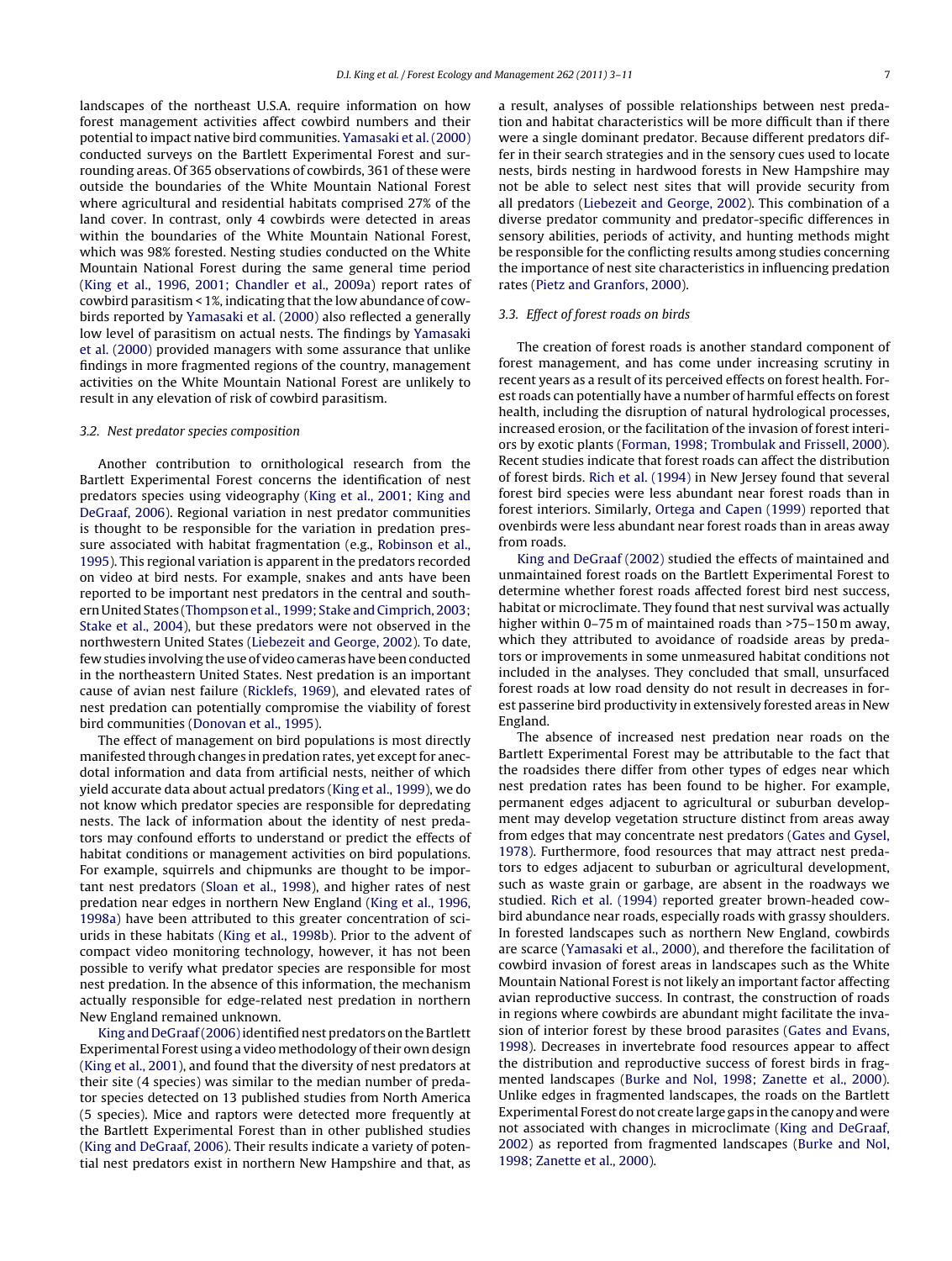landscapes of the northeast U.S.A. require information on how forest management activities affect cowbird numbers and their potential to impact native bird communities. Yamasaki et al. (2000) conducted surveys on the Bartlett Experimental Forest and surrounding areas. Of 365 observations of cowbirds, 361 of these were outside the boundaries of the White Mountain National Forest where agricultural and residential habitats comprised 27% of the land cover. In contrast, only 4 cowbirds were detected in areas within the boundaries of the White Mountain National Forest, which was 98% forested. Nesting studies conducted on the White Mountain National Forest during the same general time period (King et al., 1996, 2001; Chandler et al., 2009a) report rates of cowbird parasitism < 1%, indicating that the low abundance of cowbirds reported by Yamasaki et al. (2000) also reflected a generally low level of parasitism on actual nests. The findings by Yamasaki et al. (2000) provided managers with some assurance that unlike findings in more fragmented regions of the country, management activities on the White Mountain National Forest are unlikely to result in any elevation of risk of cowbird parasitism.

### 3.2. Nest predator species composition

Another contribution to ornithological research from the Bartlett Experimental Forest concerns the identification of nest predators species using videography (King et al., 2001; King and DeGraaf, 2006). Regional variation in nest predator communities is thought to be responsible for the variation in predation pressure associated with habitat fragmentation (e.g., Robinson et al., 1995). This regional variation is apparent in the predators recorded on video at bird nests. For example, snakes and ants have been reported to be important nest predators in the central and southern United States (Thompson et al., 1999; Stake and Cimprich, 2003; Stake et al., 2004), but these predators were not observed in the northwestern United States (Liebezeit and George, 2002). To date, few studies involving the use of video cameras have been conducted in the northeastern United States. Nest predation is an important cause of avian nest failure (Ricklefs, 1969), and elevated rates of nest predation can potentially compromise the viability of forest bird communities (Donovan et al., 1995).

The effect of management on bird populations is most directly manifested through changes in predation rates, yet except for anecdotal information and data from artificial nests, neither of which yield accurate data about actual predators (King et al., 1999), we do not know which predator species are responsible for depredating nests. The lack of information about the identity of nest predators may confound efforts to understand or predict the effects of habitat conditions or management activities on bird populations. For example, squirrels and chipmunks are thought to be important nest predators (Sloan et al., 1998), and higher rates of nest predation near edges in northern New England (King et al., 1996, 1998a) have been attributed to this greater concentration of sciurids in these habitats (King et al., 1998b). Prior to the advent of compact video monitoring technology, however, it has not been possible to verify what predator species are responsible for most nest predation. In the absence of this information, the mechanism actually responsible for edge-related nest predation in northern New England remained unknown.

King and DeGraaf (2006) identified nest predators on the Bartlett Experimental Forest using a video methodology of their own design (King et al., 2001), and found that the diversity of nest predators at their site (4 species) was similar to the median number of predator species detected on 13 published studies from North America (5 species). Mice and raptors were detected more frequently at the Bartlett Experimental Forest than in other published studies (King and DeGraaf, 2006). Their results indicate a variety of potential nest predators exist in northern New Hampshire and that, as a result, analyses of possible relationships between nest predation and habitat characteristics will be more difficult than if there were a single dominant predator. Because different predators differ in their search strategies and in the sensory cues used to locate nests, birds nesting in hardwood forests in New Hampshire may not be able to select nest sites that will provide security from all predators (Liebezeit and George, 2002). This combination of a diverse predator community and predator-specific differences in sensory abilities, periods of activity, and hunting methods might be responsible for the conflicting results among studies concerning the importance of nest site characteristics in influencing predation rates (Pietz and Granfors, 2000).

### 3.3. Effect of forest roads on birds

The creation of forest roads is another standard component of forest management, and has come under increasing scrutiny in recent years as a result of its perceived effects on forest health. Forest roads can potentially have a number of harmful effects on forest health, including the disruption of natural hydrological processes, increased erosion, or the facilitation of the invasion of forest interiors by exotic plants (Forman, 1998; Trombulak and Frissell, 2000). Recent studies indicate that forest roads can affect the distribution of forest birds. Rich et al. (1994) in New Jersey found that several forest bird species were less abundant near forest roads than in forest interiors. Similarly, Ortega and Capen (1999) reported that ovenbirds were less abundant near forest roads than in areas away from roads.

King and DeGraaf (2002) studied the effects of maintained and unmaintained forest roads on the Bartlett Experimental Forest to determine whether forest roads affected forest bird nest success, habitat or microclimate. They found that nest survival was actually higher within 0–75 m of maintained roads than >75–150 m away, which they attributed to avoidance of roadside areas by predators or improvements in some unmeasured habitat conditions not included in the analyses. They concluded that small, unsurfaced forest roads at low road density do not result in decreases in forest passerine bird productivity in extensively forested areas in New England.

The absence of increased nest predation near roads on the Bartlett Experimental Forest may be attributable to the fact that the roadsides there differ from other types of edges near which nest predation rates has been found to be higher. For example, permanent edges adjacent to agricultural or suburban development may develop vegetation structure distinct from areas away from edges that may concentrate nest predators (Gates and Gysel, 1978). Furthermore, food resources that may attract nest predators to edges adjacent to suburban or agricultural development, such as waste grain or garbage, are absent in the roadways we studied. Rich et al. (1994) reported greater brown-headed cowbird abundance near roads, especially roads with grassy shoulders. In forested landscapes such as northern New England, cowbirds are scarce (Yamasaki et al., 2000), and therefore the facilitation of cowbird invasion of forest areas in landscapes such as the White Mountain National Forest is not likely an important factor affecting avian reproductive success. In contrast, the construction of roads in regions where cowbirds are abundant might facilitate the invasion of interior forest by these brood parasites (Gates and Evans, 1998). Decreases in invertebrate food resources appear to affect the distribution and reproductive success of forest birds in fragmented landscapes (Burke and Nol, 1998; Zanette et al., 2000). Unlike edges in fragmented landscapes, the roads on the Bartlett Experimental Forest do not create large gaps in the canopy and were not associated with changes in microclimate (King and DeGraaf, 2002) as reported from fragmented landscapes (Burke and Nol, 1998; Zanette et al., 2000).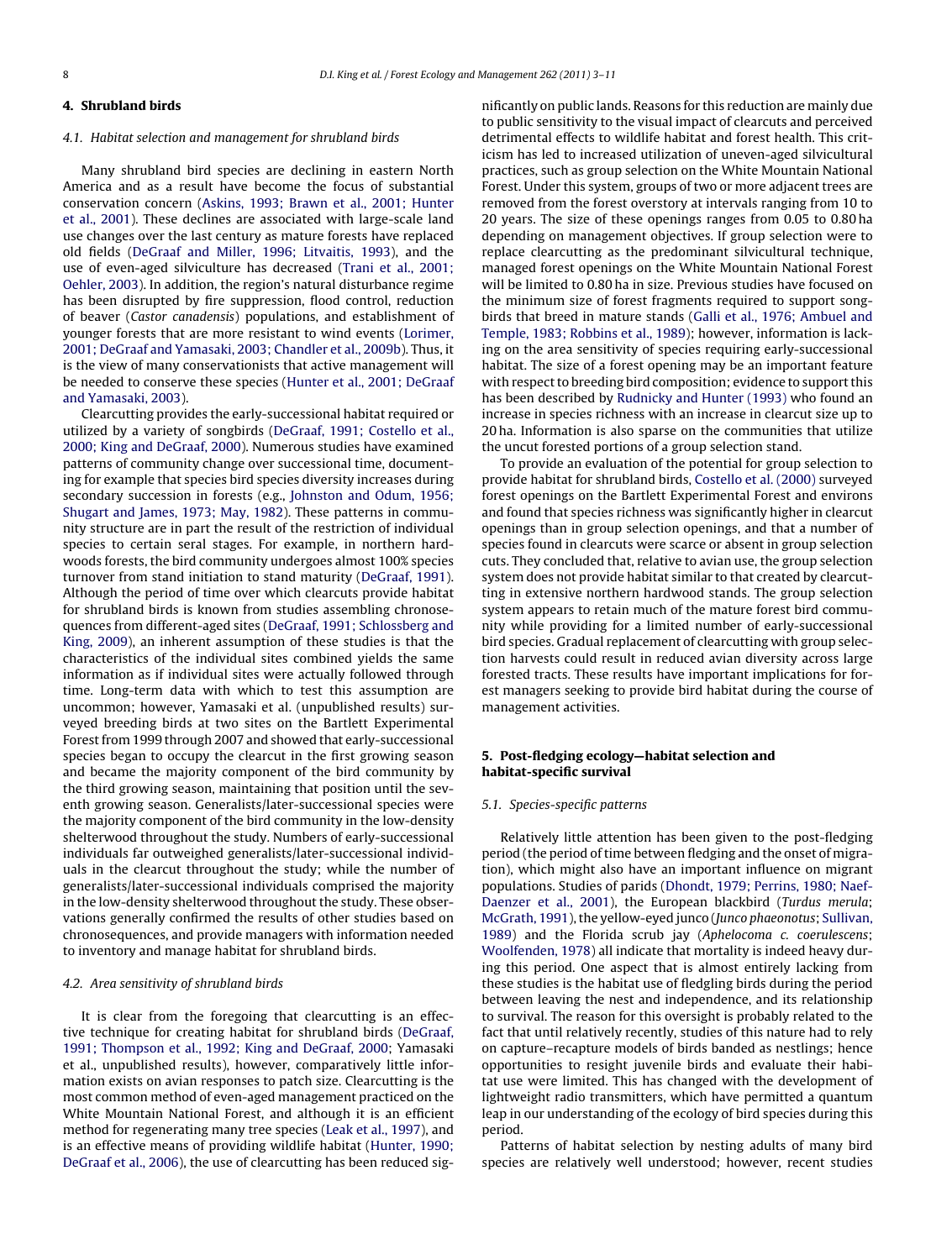## 4. Shrubland birds

### 4.1. Habitat selection and management for shrubland birds

Many shrubland bird species are declining in eastern North America and as a result have become the focus of substantial conservation concern (Askins, 1993; Brawn et al., 2001; Hunter et al., 2001). These declines are associated with large-scale land use changes over the last century as mature forests have replaced old fields (DeGraaf and Miller, 1996; Litvaitis, 1993), and the use of even-aged silviculture has decreased (Trani et al., 2001; Oehler, 2003). In addition, the region's natural disturbance regime has been disrupted by fire suppression, flood control, reduction of beaver (*Castor canadensis*) populations, and establishment of younger forests that are more resistant to wind events (Lorimer, 2001; DeGraaf and Yamasaki, 2003; Chandler et al., 2009b). Thus, it is the view of many conservationists that active management will be needed to conserve these species (Hunter et al., 2001; DeGraaf and Yamasaki, 2003).

Clearcutting provides the early-successional habitat required or utilized by a variety of songbirds (DeGraaf, 1991; Costello et al., 2000; King and DeGraaf, 2000). Numerous studies have examined patterns of community change over successional time, documenting for example that species bird species diversity increases during secondary succession in forests (e.g., Johnston and Odum, 1956; Shugart and James, 1973; May, 1982). These patterns in community structure are in part the result of the restriction of individual species to certain seral stages. For example, in northern hardwoods forests, the bird community undergoes almost 100% species turnover from stand initiation to stand maturity (DeGraaf, 1991). Although the period of time over which clearcuts provide habitat for shrubland birds is known from studies assembling chronosequences from different-aged sites (DeGraaf, 1991; Schlossberg and King, 2009), an inherent assumption of these studies is that the characteristics of the individual sites combined yields the same information as if individual sites were actually followed through time. Long-term data with which to test this assumption are uncommon; however, Yamasaki et al. (unpublished results) surveyed breeding birds at two sites on the Bartlett Experimental Forest from 1999 through 2007 and showed that early-successional species began to occupy the clearcut in the first growing season and became the majority component of the bird community by the third growing season, maintaining that position until the seventh growing season. Generalists/later-successional species were the majority component of the bird community in the low-density shelterwood throughout the study. Numbers of early-successional individuals far outweighed generalists/later-successional individuals in the clearcut throughout the study; while the number of generalists/later-successional individuals comprised the majority in the low-density shelterwood throughout the study. These observations generally confirmed the results of other studies based on chronosequences, and provide managers with information needed to inventory and manage habitat for shrubland birds.

### 4.2. Area sensitivity of shrubland birds

It is clear from the foregoing that clearcutting is an effective technique for creating habitat for shrubland birds (DeGraaf, 1991; Thompson et al., 1992; King and DeGraaf, 2000; Yamasaki et al., unpublished results), however, comparatively little information exists on avian responses to patch size. Clearcutting is the most common method of even-aged management practiced on the White Mountain National Forest, and although it is an efficient method for regenerating many tree species (Leak et al., 1997), and is an effective means of providing wildlife habitat (Hunter, 1990; DeGraaf et al., 2006), the use of clearcutting has been reduced significantly on public lands. Reasons for this reduction are mainly due to public sensitivity to the visual impact of clearcuts and perceived detrimental effects to wildlife habitat and forest health. This criticism has led to increased utilization of uneven-aged silvicultural practices, such as group selection on the White Mountain National Forest. Under this system, groups of two or more adjacent trees are removed from the forest overstory at intervals ranging from 10 to 20 years. The size of these openings ranges from 0.05 to 0.80 ha depending on management objectives. If group selection were to replace clearcutting as the predominant silvicultural technique, managed forest openings on the White Mountain National Forest will be limited to 0.80 ha in size. Previous studies have focused on the minimum size of forest fragments required to support songbirds that breed in mature stands (Galli et al., 1976; Ambuel and Temple, 1983; Robbins et al., 1989); however, information is lacking on the area sensitivity of species requiring early-successional habitat. The size of a forest opening may be an important feature with respect to breeding bird composition; evidence to support this has been described by Rudnicky and Hunter (1993) who found an increase in species richness with an increase in clearcut size up to 20 ha. Information is also sparse on the communities that utilize the uncut forested portions of a group selection stand.

To provide an evaluation of the potential for group selection to provide habitat for shrubland birds, Costello et al. (2000) surveyed forest openings on the Bartlett Experimental Forest and environs and found that species richness was significantly higher in clearcut openings than in group selection openings, and that a number of species found in clearcuts were scarce or absent in group selection cuts. They concluded that, relative to avian use, the group selection system does not provide habitat similar to that created by clearcutting in extensive northern hardwood stands. The group selection system appears to retain much of the mature forest bird community while providing for a limited number of early-successional bird species. Gradual replacement of clearcutting with group selection harvests could result in reduced avian diversity across large forested tracts. These results have important implications for forest managers seeking to provide bird habitat during the course of management activities.

## 5. Post-fledging ecology—habitat selection and habitat-specific survival

### 5.1. Species-specific patterns

Relatively little attention has been given to the post-fledging period (the period of time between fledging and the onset of migration), which might also have an important influence on migrant populations. Studies of parids (Dhondt, 1979; Perrins, 1980; Naef-Daenzer et al., 2001), the European blackbird (*Turdus merula*; McGrath, 1991), the yellow-eyed junco (*Junco phaeonotus*; Sullivan, 1989) and the Florida scrub jay (*Aphelocoma c. coerulescens*; Woolfenden, 1978) all indicate that mortality is indeed heavy during this period. One aspect that is almost entirely lacking from these studies is the habitat use of fledgling birds during the period between leaving the nest and independence, and its relationship to survival. The reason for this oversight is probably related to the fact that until relatively recently, studies of this nature had to rely on capture–recapture models of birds banded as nestlings; hence opportunities to resight juvenile birds and evaluate their habitat use were limited. This has changed with the development of lightweight radio transmitters, which have permitted a quantum leap in our understanding of the ecology of bird species during this period.

Patterns of habitat selection by nesting adults of many bird species are relatively well understood; however, recent studies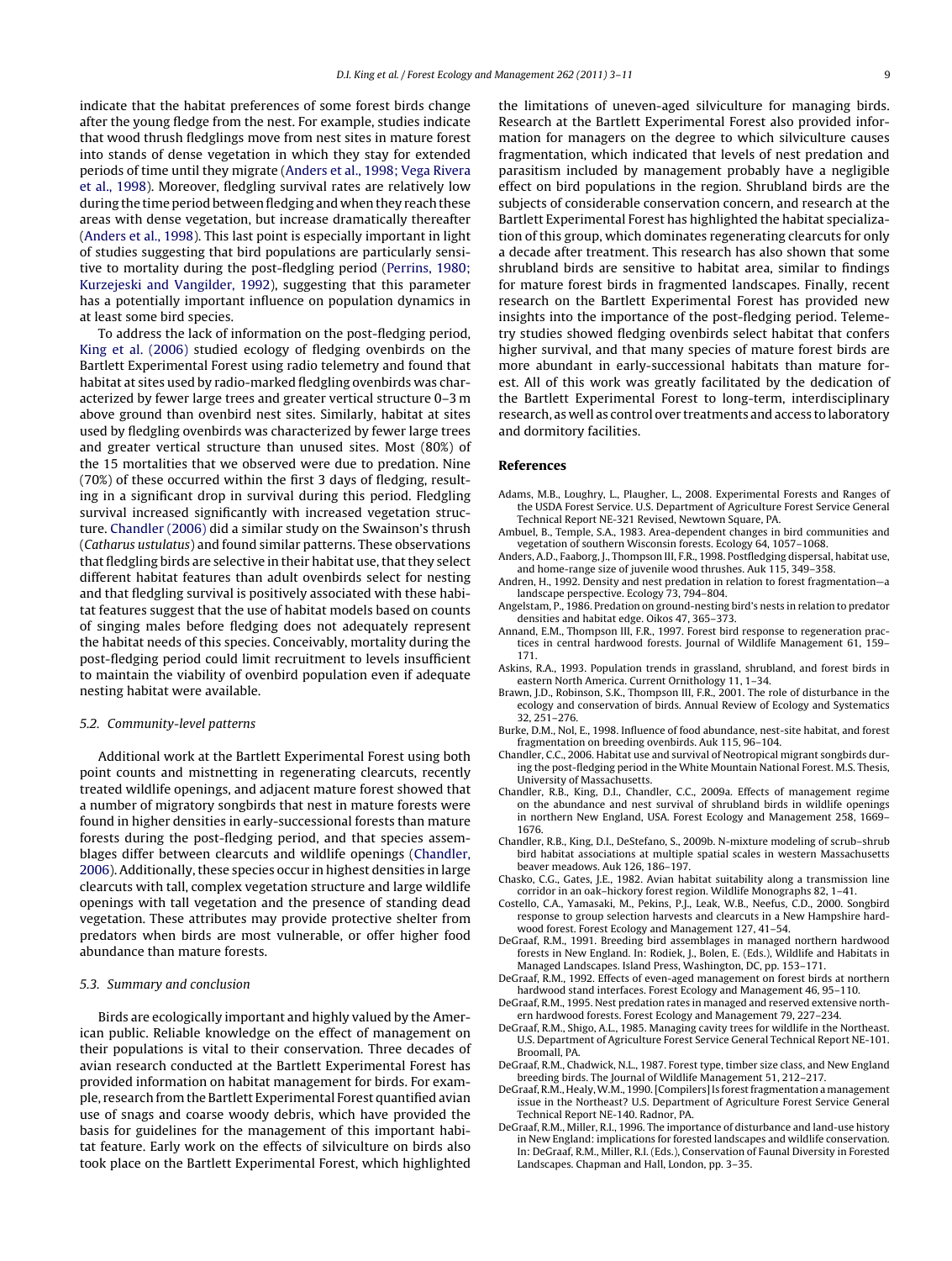indicate that the habitat preferences of some forest birds change after the young fledge from the nest. For example, studies indicate that wood thrush fledglings move from nest sites in mature forest into stands of dense vegetation in which they stay for extended periods of time until they migrate (Anders et al., 1998; Vega Rivera et al., 1998). Moreover, fledgling survival rates are relatively low during the time period between fledging and when they reach these areas with dense vegetation, but increase dramatically thereafter (Anders et al., 1998). This last point is especially important in light of studies suggesting that bird populations are particularly sensitive to mortality during the post-fledgling period (Perrins, 1980; Kurzejeski and Vangilder, 1992), suggesting that this parameter has a potentially important influence on population dynamics in at least some bird species.

To address the lack of information on the post-fledging period, King et al. (2006) studied ecology of fledging ovenbirds on the Bartlett Experimental Forest using radio telemetry and found that habitat at sites used by radio-marked fledgling ovenbirds was characterized by fewer large trees and greater vertical structure 0–3 m above ground than ovenbird nest sites. Similarly, habitat at sites used by fledgling ovenbirds was characterized by fewer large trees and greater vertical structure than unused sites. Most (80%) of the 15 mortalities that we observed were due to predation. Nine (70%) of these occurred within the first 3 days of fledging, resulting in a significant drop in survival during this period. Fledgling survival increased significantly with increased vegetation structure. Chandler (2006) did a similar study on the Swainson's thrush (*Catharus ustulatus*) and found similar patterns. These observations that fledgling birds are selective in their habitat use, that they select different habitat features than adult ovenbirds select for nesting and that fledgling survival is positively associated with these habitat features suggest that the use of habitat models based on counts of singing males before fledging does not adequately represent the habitat needs of this species. Conceivably, mortality during the post-fledging period could limit recruitment to levels insufficient to maintain the viability of ovenbird population even if adequate nesting habitat were available.

### 5.2. Community-level patterns

Additional work at the Bartlett Experimental Forest using both point counts and mistnetting in regenerating clearcuts, recently treated wildlife openings, and adjacent mature forest showed that a number of migratory songbirds that nest in mature forests were found in higher densities in early-successional forests than mature forests during the post-fledging period, and that species assemblages differ between clearcuts and wildlife openings (Chandler, 2006). Additionally, these species occur in highest densities in large clearcuts with tall, complex vegetation structure and large wildlife openings with tall vegetation and the presence of standing dead vegetation. These attributes may provide protective shelter from predators when birds are most vulnerable, or offer higher food abundance than mature forests.

### 5.3. Summary and conclusion

Birds are ecologically important and highly valued by the American public. Reliable knowledge on the effect of management on their populations is vital to their conservation. Three decades of avian research conducted at the Bartlett Experimental Forest has provided information on habitat management for birds. For example, research from the Bartlett Experimental Forest quantified avian use of snags and coarse woody debris, which have provided the basis for guidelines for the management of this important habitat feature. Early work on the effects of silviculture on birds also took place on the Bartlett Experimental Forest, which highlighted the limitations of uneven-aged silviculture for managing birds. Research at the Bartlett Experimental Forest also provided information for managers on the degree to which silviculture causes fragmentation, which indicated that levels of nest predation and parasitism included by management probably have a negligible effect on bird populations in the region. Shrubland birds are the subjects of considerable conservation concern, and research at the Bartlett Experimental Forest has highlighted the habitat specialization of this group, which dominates regenerating clearcuts for only a decade after treatment. This research has also shown that some shrubland birds are sensitive to habitat area, similar to findings for mature forest birds in fragmented landscapes. Finally, recent research on the Bartlett Experimental Forest has provided new insights into the importance of the post-fledging period. Telemetry studies showed fledging ovenbirds select habitat that confers higher survival, and that many species of mature forest birds are more abundant in early-successional habitats than mature forest. All of this work was greatly facilitated by the dedication of the Bartlett Experimental Forest to long-term, interdisciplinary research, as well as control over treatments and access to laboratory and dormitory facilities.

## References

Adams, M.B., Loughry, L., Plaugher, L., 2008. Experimental Forests and Ranges of the USDA Forest Service. U.S. Department of Agriculture Forest Service General Technical Report NE-321 Revised, Newtown Square, PA.

Ambuel, B., Temple, S.A., 1983. Area-dependent changes in bird communities and vegetation of southern Wisconsin forests. Ecology 64, 1057–1068.

Anders, A.D., Faaborg, J., Thompson III, F.R., 1998. Postfledging dispersal, habitat use, and home-range size of juvenile wood thrushes. Auk 115, 349–358.

Andren, H., 1992. Density and nest predation in relation to forest fragmentation—a landscape perspective. Ecology 73, 794–804.

Angelstam, P., 1986. Predation on ground-nesting bird's nests in relation to predator densities and habitat edge. Oikos 47, 365–373.

Annand, E.M., Thompson III, F.R., 1997. Forest bird response to regeneration practices in central hardwood forests. Journal of Wildlife Management 61, 159–171.

Askins, R.A., 1993. Population trends in grassland, shrubland, and forest birds in eastern North America. Current Ornithology 11, 1–34.

Brawn, J.D., Robinson, S.K., Thompson III, F.R., 2001. The role of disturbance in the ecology and conservation of birds. Annual Review of Ecology and Systematics 32, 251–276.

Burke, D.M., Nol, E., 1998. Influence of food abundance, nest-site habitat, and forest fragmentation on breeding ovenbirds. Auk 115, 96–104.

Chandler, C.C., 2006. Habitat use and survival of Neotropical migrant songbirds during the post-fledging period in the White Mountain National Forest. M.S. Thesis, University of Massachusetts.

Chandler, R.B., King, D.I., Chandler, C.C., 2009a. Effects of management regime on the abundance and nest survival of shrubland birds in wildlife openings in northern New England, USA. Forest Ecology and Management 258, 1669–1676.

Chandler, R.B., King, D.I., DeStefano, S., 2009b. N-mixture modeling of scrub–shrub bird habitat associations at multiple spatial scales in western Massachusetts beaver meadows. Auk 126, 186–197.

Chasko, C.G., Gates, J.E., 1982. Avian habitat suitability along a transmission line corridor in an oak–hickory forest region. Wildlife Monographs 82, 1–41.

Costello, C.A., Yamasaki, M., Pekins, P.J., Leak, W.B., Neefus, C.D., 2000. Songbird response to group selection harvests and clearcuts in a New Hampshire hardwood forest. Forest Ecology and Management 127, 41–54.

DeGraaf, R.M., 1991. Breeding bird assemblages in managed northern hardwood forests in New England. In: Rodiek, J., Bolen, E. (Eds.), Wildlife and Habitats in Managed Landscapes. Island Press, Washington, DC, pp. 153–171.

DeGraaf, R.M., 1992. Effects of even-aged management on forest birds at northern hardwood stand interfaces. Forest Ecology and Management 46, 95–110.

DeGraaf, R.M., 1995. Nest predation rates in managed and reserved extensive northern hardwood forests. Forest Ecology and Management 79, 227–234.

DeGraaf, R.M., Shigo, A.L., 1985. Managing cavity trees for wildlife in the Northeast. U.S. Department of Agriculture Forest Service General Technical Report NE-101. Broomall, PA.

DeGraaf, R.M., Chadwick, N.L., 1987. Forest type, timber size class, and New England breeding birds. The Journal of Wildlife Management 51, 212–217.

DeGraaf, R.M., Healy, W.M., 1990. [Compilers] Is forest fragmentation a management issue in the Northeast? U.S. Department of Agriculture Forest Service General Technical Report NE-140. Radnor, PA.

DeGraaf, R.M., Miller, R.I., 1996. The importance of disturbance and land-use history in New England: implications for forested landscapes and wildlife conservation. In: DeGraaf, R.M., Miller, R.I. (Eds.), Conservation of Faunal Diversity in Forested Landscapes. Chapman and Hall, London, pp. 3–35.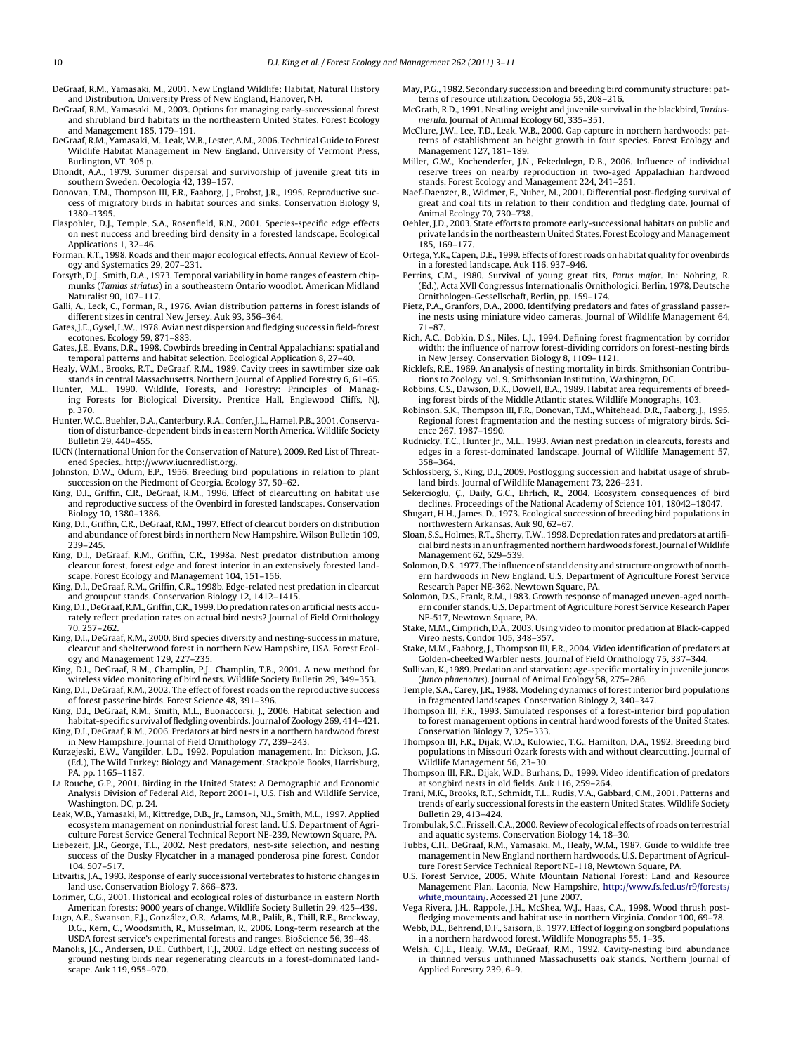DeGraaf, R.M., Yamasaki, M., 2001. New England Wildlife: Habitat, Natural History and Distribution. University Press of New England, Hanover, NH.

DeGraaf, R.M., Yamasaki, M., 2003. Options for managing early-successional forest and shrubland bird habitats in the northeastern United States. Forest Ecology and Management 185, 179–191.

DeGraaf, R.M., Yamasaki, M., Leak, W.B., Lester, A.M., 2006. Technical Guide to Forest Wildlife Habitat Management in New England. University of Vermont Press, Burlington, VT, 305 p.

Dhondt, A.A., 1979. Summer dispersal and survivorship of juvenile great tits in southern Sweden. Oecologia 42, 139–157.

Donovan, T.M., Thompson III, F.R., Faaborg, J., Probst, J.R., 1995. Reproductive success of migratory birds in habitat sources and sinks. Conservation Biology 9, 1380–1395.

Flaspohler, D.J., Temple, S.A., Rosenfield, R.N., 2001. Species-specific edge effects on nest success and breeding bird density in a forested landscape. Ecological Applications 1, 32–46.

Forman, R.T., 1998. Roads and their major ecological effects. Annual Review of Ecology and Systematics 29, 207–231.

Forsyth, D.J., Smith, D.A., 1973. Temporal variability in home ranges of eastern chipmunks (*Tamias striatus*) in a southeastern Ontario woodlot. American Midland Naturalist 90, 107–117.

Galli, A., Leck, C., Forman, R., 1976. Avian distribution patterns in forest islands of different sizes in central New Jersey. Auk 93, 356–364.

Gates, J.E., Gysel, L.W., 1978. Avian nest dispersion and fledging success in field-forest ecotones. Ecology 59, 871–883.

Gates, J.E., Evans, D.R., 1998. Cowbirds breeding in Central Appalachians: spatial and temporal patterns and habitat selection. Ecological Application 8, 27–40.

Healy, W.M., Brooks, R.T., DeGraaf, R.M., 1989. Cavity trees in sawtimber size oak stands in central Massachusetts. Northern Journal of Applied Forestry 6, 61–65.

Hunter, M.L., 1990. Wildlife, Forests, and Forestry: Principles of Managing Forests for Biological Diversity. Prentice Hall, Englewood Cliffs, NJ, p. 370.

Hunter, W.C., Buehler, D.A., Canterbury, R.A., Confer, J.L., Hamel, P.B., 2001. Conservation of disturbance-dependent birds in eastern North America. Wildlife Society Bulletin 29, 440–455.

IUCN (International Union for the Conservation of Nature), 2009. Red List of Threatened Species., http://www.iucnredlist.org/.

Johnston, D.W., Odum, E.P., 1956. Breeding bird populations in relation to plant succession on the Piedmont of Georgia. Ecology 37, 50–62.

King, D.I., Griffin, C.R., DeGraaf, R.M., 1996. Effect of clearcutting on habitat use and reproductive success of the Ovenbird in forested landscapes. Conservation Biology 10, 1380–1386.

King, D.I., Griffin, C.R., DeGraaf, R.M., 1997. Effect of clearcut borders on distribution and abundance of forest birds in northern New Hampshire. Wilson Bulletin 109, 239–245.

King, D.I., DeGraaf, R.M., Griffin, C.R., 1998a. Nest predator distribution among clearcut forest, forest edge and forest interior in an extensively forested landscape. Forest Ecology and Management 104, 151–156.

King, D.I., DeGraaf, R.M., Griffin, C.R., 1998b. Edge-related nest predation in clearcut and groupcut stands. Conservation Biology 12, 1412–1415.

King, D.I., DeGraaf, R.M., Griffin, C.R., 1999. Do predation rates on artificial nests accurately reflect predation rates on actual bird nests? Journal of Field Ornithology 70, 257–262.

King, D.I., DeGraaf, R.M., 2000. Bird species diversity and nesting-success in mature, clearcut and shelterwood forest in northern New Hampshire, USA. Forest Ecology and Management 129, 227–235.

King, D.I., DeGraaf, R.M., Champlin, P.J., Champlin, T.B., 2001. A new method for wireless video monitoring of bird nests. Wildlife Society Bulletin 29, 349–353.

King, D.I., DeGraaf, R.M., 2002. The effect of forest roads on the reproductive success of forest passerine birds. Forest Science 48, 391–396.

King, D.I., DeGraaf, R.M., Smith, M.L., Buonaccorsi, J., 2006. Habitat selection and habitat-specific survival of fledgling ovenbirds. Journal of Zoology 269, 414–421.

King, D.I., DeGraaf, R.M., 2006. Predators at bird nests in a northern hardwood forest in New Hampshire. Journal of Field Ornithology 77, 239–243.

Kurzejeski, E.W., Vangilder, L.D., 1992. Population management. In: Dickson, J.G. (Ed.), The Wild Turkey: Biology and Management. Stackpole Books, Harrisburg, PA, pp. 1165–1187.

La Rouche, G.P., 2001. Birding in the United States: A Demographic and Economic Analysis Division of Federal Aid, Report 2001-1, U.S. Fish and Wildlife Service, Washington, DC, p. 24.

Leak, W.B., Yamasaki, M., Kittredge, D.B., Jr., Lamson, N.I., Smith, M.L., 1997. Applied ecosystem management on nonindustrial forest land. U.S. Department of Agriculture Forest Service General Technical Report NE-239, Newtown Square, PA.

Liebezeit, J.R., George, T.L., 2002. Nest predators, nest-site selection, and nesting success of the Dusky Flycatcher in a managed ponderosa pine forest. Condor 104, 507–517.

Litvaitis, J.A., 1993. Response of early successional vertebrates to historic changes in land use. Conservation Biology 7, 866–873.

Lorimer, C.G., 2001. Historical and ecological roles of disturbance in eastern North American forests: 9000 years of change. Wildlife Society Bulletin 29, 425–439.

Lugo, A.E., Swanson, F.J., González, O.R., Adams, M.B., Palik, B., Thill, R.E., Brockway, D.G., Kern, C., Woodsmith, R., Musselman, R., 2006. Long-term research at the USDA forest service's experimental forests and ranges. BioScience 56, 39–48.

Manolis, J.C., Andersen, D.E., Cuthbert, F.J., 2002. Edge effect on nesting success of ground nesting birds near regenerating clearcuts in a forest-dominated landscape. Auk 119, 955–970.

May, P.G., 1982. Secondary succession and breeding bird community structure: patterns of resource utilization. Oecologia 55, 208–216.

McGrath, R.D., 1991. Nestling weight and juvenile survival in the blackbird, *Turdus merula*. Journal of Animal Ecology 60, 335–351.

McClure, J.W., Lee, T.D., Leak, W.B., 2000. Gap capture in northern hardwoods: patterns of establishment an height growth in four species. Forest Ecology and Management 127, 181–189.

Miller, G.W., Kochenderfer, J.N., Fekedulegn, D.B., 2006. Influence of individual reserve trees on nearby reproduction in two-aged Appalachian hardwood stands. Forest Ecology and Management 224, 241–251.

Naef-Daenzer, B., Widmer, F., Nuber, M., 2001. Differential post-fledging survival of great and coal tits in relation to their condition and fledgling date. Journal of Animal Ecology 70, 730–738.

Oehler, J.D., 2003. State efforts to promote early-successional habitats on public and private lands in the northeastern United States. Forest Ecology and Management 185, 169–177.

Ortega, Y.K., Capen, D.E., 1999. Effects of forest roads on habitat quality for ovenbirds in a forested landscape. Auk 116, 937–946.

Perrins, C.M., 1980. Survival of young great tits, *Parus major*. In: Nohring, R. (Ed.), Acta XVII Congressus Internationalis Ornithologici. Berlin, 1978, Deutsche Ornithologen-Gessellschaft, Berlin, pp. 159–174.

Pietz, P.A., Granfors, D.A., 2000. Identifying predators and fates of grassland passerine nests using miniature video cameras. Journal of Wildlife Management 64, 71–87.

Rich, A.C., Dobkin, D.S., Niles, L.J., 1994. Defining forest fragmentation by corridor width: the influence of narrow forest-dividing corridors on forest-nesting birds in New Jersey. Conservation Biology 8, 1109–1121.

Ricklefs, R.E., 1969. An analysis of nesting mortality in birds. Smithsonian Contributions to Zoology, vol. 9. Smithsonian Institution, Washington, DC.

Robbins, C.S., Dawson, D.K., Dowell, B.A., 1989. Habitat area requirements of breeding forest birds of the Middle Atlantic states. Wildlife Monographs, 103.

Robinson, S.K., Thompson III, F.R., Donovan, T.M., Whitehead, D.R., Faaborg, J., 1995. Regional forest fragmentation and the nesting success of migratory birds. Science 267, 1987–1990.

Rudnicky, T.C., Hunter Jr., M.L., 1993. Avian nest predation in clearcuts, forests and edges in a forest-dominated landscape. Journal of Wildlife Management 57, 358–364.

Schlossberg, S., King, D.I., 2009. Postlogging succession and habitat usage of shrubland birds. Journal of Wildlife Management 73, 226–231.

Sekercioglu, Ç., Daily, G.C., Ehrlich, R., 2004. Ecosystem consequences of bird declines. Proceedings of the National Academy of Science 101, 18042–18047.

Shugart, H.H., James, D., 1973. Ecological succession of breeding bird populations in northwestern Arkansas. Auk 90, 62–67.

Sloan, S.S., Holmes, R.T., Sherry, T.W., 1998. Depredation rates and predators at artificial bird nests in an unfragmented northern hardwoods forest. Journal of Wildlife Management 62, 529–539.

Solomon, D.S., 1977. The influence of stand density and structure on growth of northern hardwoods in New England. U.S. Department of Agriculture Forest Service Research Paper NE-362, Newtown Square, PA.

Solomon, D.S., Frank, R.M., 1983. Growth response of managed uneven-aged northern conifer stands. U.S. Department of Agriculture Forest Service Research Paper NE-517, Newtown Square, PA.

Stake, M.M., Cimprich, D.A., 2003. Using video to monitor predation at Black-capped Vireo nests. Condor 105, 348–357.

Stake, M.M., Faaborg, J., Thompson III, F.R., 2004. Video identification of predators at Golden-cheeked Warbler nests. Journal of Field Ornithology 75, 337–344.

Sullivan, K., 1989. Predation and starvation: age-specific mortality in juvenile juncos (*Junco phaenotus*). Journal of Animal Ecology 58, 275–286.

Temple, S.A., Carey, J.R., 1988. Modeling dynamics of forest interior bird populations in fragmented landscapes. Conservation Biology 2, 340–347.

Thompson III, F.R., 1993. Simulated responses of a forest-interior bird population to forest management options in central hardwood forests of the United States. Conservation Biology 7, 325–333.

Thompson III, F.R., Dijak, W.D., Kulowiec, T.G., Hamilton, D.A., 1992. Breeding bird populations in Missouri Ozark forests with and without clearcutting. Journal of Wildlife Management 56, 23–30.

Thompson III, F.R., Dijak, W.D., Burhans, D., 1999. Video identification of predators at songbird nests in old fields. Auk 116, 259–264.

Trani, M.K., Brooks, R.T., Schmidt, T.L., Rudis, V.A., Gabbard, C.M., 2001. Patterns and trends of early successional forests in the eastern United States. Wildlife Society Bulletin 29, 413–424.

Trombulak, S.C., Frissell, C.A., 2000. Review of ecological effects of roads on terrestrial and aquatic systems. Conservation Biology 14, 18–30.

Tubbs, C.H., DeGraaf, R.M., Yamasaki, M., Healy, W.M., 1987. Guide to wildlife tree management in New England northern hardwoods. U.S. Department of Agriculture Forest Service Technical Report NE-118, Newtown Square, PA.

U.S. Forest Service, 2005. White Mountain National Forest: Land and Resource Management Plan. Laconia, New Hampshire, http://www.fs.fed.us/r9/forests/white_mountain/. Accessed 21 June 2007.

Vega Rivera, J.H., Rappole, J.H., McShea, W.J., Haas, C.A., 1998. Wood thrush postfledging movements and habitat use in northern Virginia. Condor 100, 69–78.

Webb, D.L., Behrend, D.F., Saisorn, B., 1977. Effect of logging on songbird populations in a northern hardwood forest. Wildlife Monographs 55, 1–35.

Welsh, C.J.E., Healy, W.M., DeGraaf, R.M., 1992. Cavity-nesting bird abundance in thinned versus unthinned Massachusetts oak stands. Northern Journal of Applied Forestry 239, 6–9.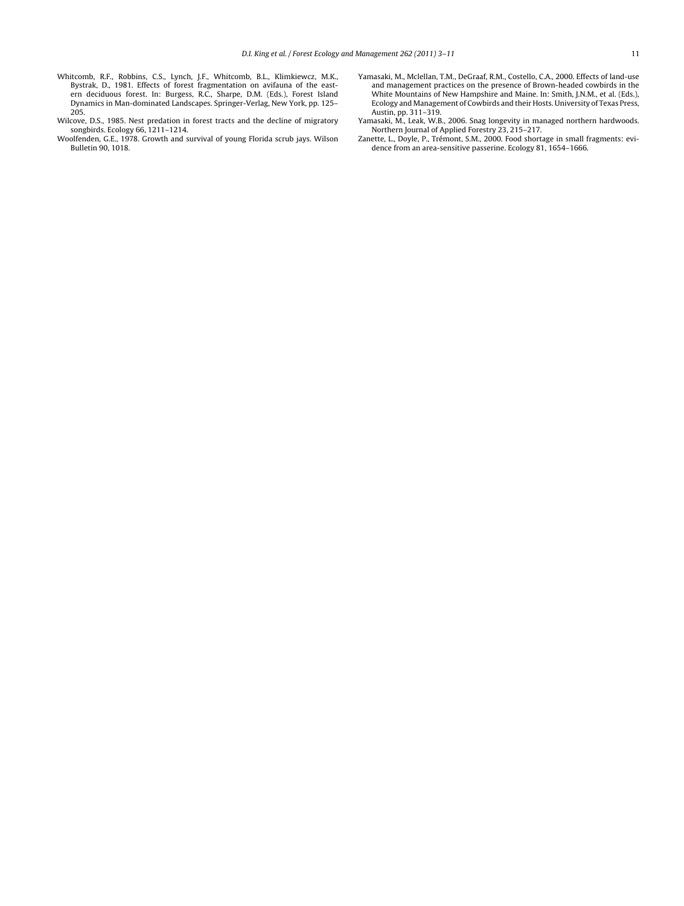Whitcomb, R.F., Robbins, C.S., Lynch, J.F., Whitcomb, B.L., Klimkiewcz, M.K., Bystrak, D., 1981. Effects of forest fragmentation on avifauna of the eastern deciduous forest. In: Burgess, R.C., Sharpe, D.M. (Eds.), Forest Island Dynamics in Man-dominated Landscapes. Springer-Verlag, New York, pp. 125–205.

Wilcove, D.S., 1985. Nest predation in forest tracts and the decline of migratory songbirds. Ecology 66, 1211–1214.

Woolfenden, G.E., 1978. Growth and survival of young Florida scrub jays. Wilson Bulletin 90, 1018.

Yamasaki, M., Mclellan, T.M., DeGraaf, R.M., Costello, C.A., 2000. Effects of land-use and management practices on the presence of Brown-headed cowbirds in the White Mountains of New Hampshire and Maine. In: Smith, J.N.M., et al. (Eds.), Ecology and Management of Cowbirds and their Hosts. University of Texas Press, Austin, pp. 311–319.

Yamasaki, M., Leak, W.B., 2006. Snag longevity in managed northern hardwoods. Northern Journal of Applied Forestry 23, 215–217.

Zanette, L., Doyle, P., Trémont, S.M., 2000. Food shortage in small fragments: evidence from an area-sensitive passerine. Ecology 81, 1654–1666.